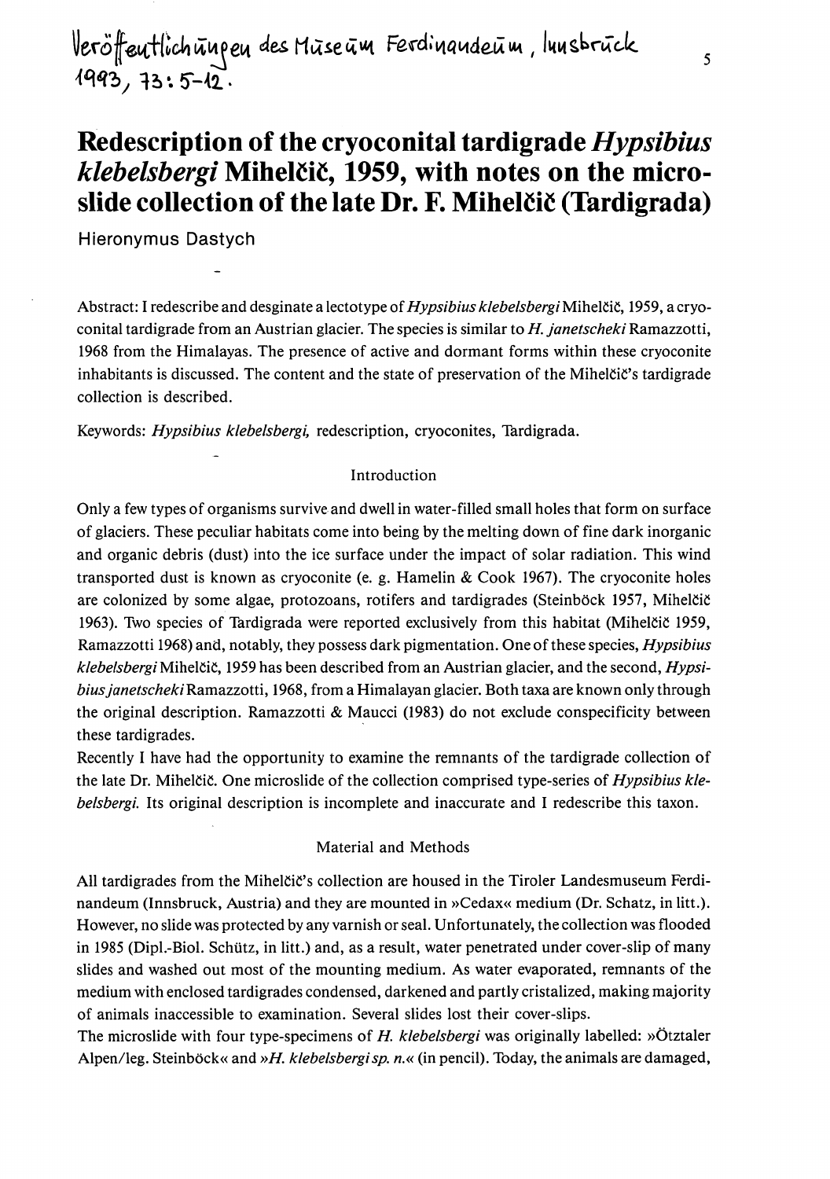Veröffentlichungen des Museum Ferdinandeum, Innsbruck 1993, 73: 5–12.

# Redescription of the cryoconital tardigrade *Hypsibius klebelsbergi* Mihelčič, 1959, with notes on the microslide collection of the late Dr. F. Mihelčič (Tardigrada)

Hieronymus Dastych

Abstract: I redescribe and desginate a lectotype of *Hypsibius klebelsbergi* Mihelčič, 1959, a cryoconital tardigrade from an Austrian glacier. The species is similar to *H. janetscheki* Ramazzotti, 1968 from the Himalayas. The presence of active and dormant forms within these cryoconite inhabitants is discussed. The content and the state of preservation of the Mihelčič's tardigrade collection is described.

Keywords: *Hypsibius klebelsbergi*, redescription, cryoconites, Tardigrada.

## Introduction

Only a few types of organisms survive and dwell in water-filled small holes that form on surface of glaciers. These peculiar habitats come into being by the melting down of fine dark inorganic and organic debris (dust) into the ice surface under the impact of solar radiation. This wind transported dust is known as cryoconite (e. g. Hamelin & Cook 1967). The cryoconite holes are colonized by some algae, protozoans, rotifers and tardigrades (Steinböck 1957, Mihelčič 1963). Two species of Tardigrada were reported exclusively from this habitat (Mihelčič 1959, Ramazzotti 1968) and, notably, they possess dark pigmentation. One of these species, *Hypsibius klebelsbergi* Mihelčič, 1959 has been described from an Austrian glacier, and the second, *Hypsibius janetscheki* Ramazzotti, 1968, from a Himalayan glacier. Both taxa are known only through the original description. Ramazzotti & Maucci (1983) do not exclude conspecificity between these tardigrades.

Recently I have had the opportunity to examine the remnants of the tardigrade collection of the late Dr. Mihelčič. One microslide of the collection comprised type-series of *Hypsibius klebelsbergi*. Its original description is incomplete and inaccurate and I redescribe this taxon.

## Material and Methods

All tardigrades from the Mihelčič's collection are housed in the Tiroler Landesmuseum Ferdinandeum (Innsbruck, Austria) and they are mounted in »Cedax« medium (Dr. Schatz, in litt.). However, no slide was protected by any varnish or seal. Unfortunately, the collection was flooded in 1985 (Dipl.-Biol. Schütz, in litt.) and, as a result, water penetrated under cover-slip of many slides and washed out most of the mounting medium. As water evaporated, remnants of the medium with enclosed tardigrades condensed, darkened and partly cristalized, making majority of animals inaccessible to examination. Several slides lost their cover-slips.

The microslide with four type-specimens of *H. klebelsbergi* was originally labelled: »Ötztaler Alpen/leg. Steinböck« and »*H. klebelsbergi sp. n.*« (in pencil). Today, the animals are damaged,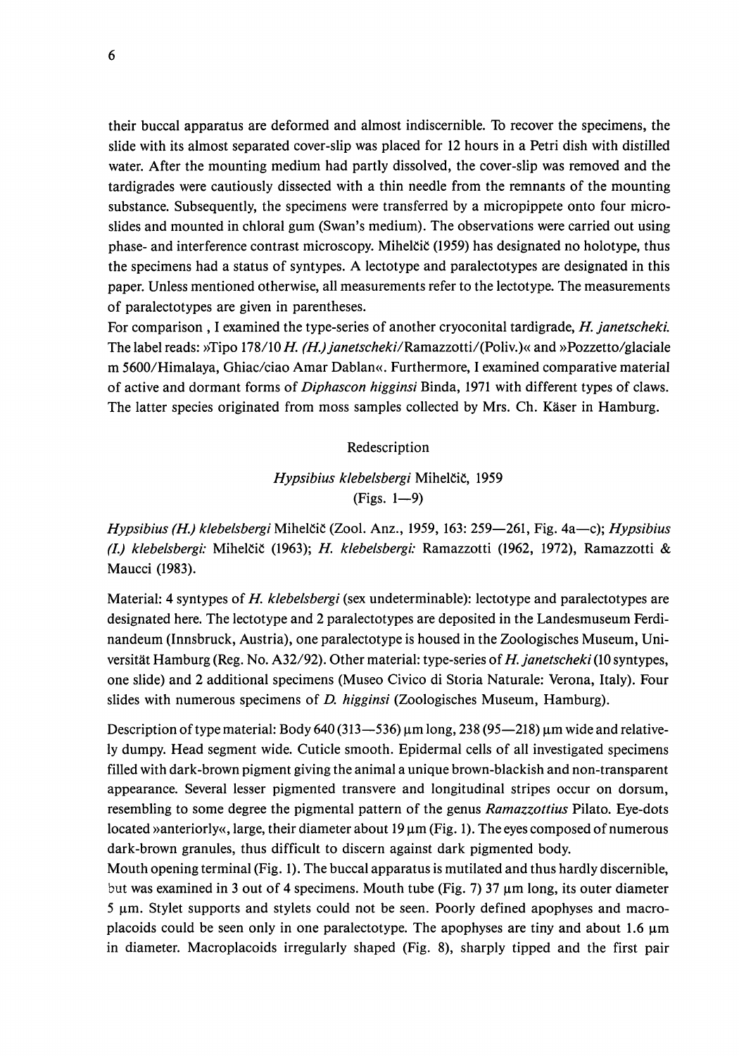their buccal apparatus are deformed and almost indiscernible. To recover the specimens, the slide with its almost separated cover-slip was placed for 12 hours in a Petri dish with distilled water. After the mounting medium had partly dissolved, the cover-slip was removed and the tardigrades were cautiously dissected with a thin needle from the remnants of the mounting substance. Subsequently, the specimens were transferred by a micropippete onto four micro-slides and mounted in chloral gum (Swan's medium). The observations were carried out using phase- and interference contrast microscopy. Mihelčič (1959) has designated no holotype, thus the specimens had a status of syntypes. A lectotype and paralectotypes are designated in this paper. Unless mentioned otherwise, all measurements refer to the lectotype. The measurements of paralectotypes are given in parentheses.

For comparison , I examined the type-series of another cryoconital tardigrade, *H. janetscheki*. The label reads: »Tipo 178/10 *H. (H.) janetscheki*/Ramazzotti/(Poliv.)« and »Pozzetto/glaciale m 5600/Himalaya, Ghiac/ciao Amar Dablan«. Furthermore, I examined comparative material of active and dormant forms of *Diphascon higginsi* Binda, 1971 with different types of claws. The latter species originated from moss samples collected by Mrs. Ch. Käser in Hamburg.

## Redescription

### *Hypsibius klebelsbergi* Mihelčič, 1959
(Figs. 1—9)

*Hypsibius (H.) klebelsbergi* Mihelčič (Zool. Anz., 1959, 163: 259—261, Fig. 4a—c); *Hypsibius (I.) klebelsbergi:* Mihelčič (1963); *H. klebelsbergi:* Ramazzotti (1962, 1972), Ramazzotti & Maucci (1983).

Material: 4 syntypes of *H. klebelsbergi* (sex undeterminable): lectotype and paralectotypes are designated here. The lectotype and 2 paralectotypes are deposited in the Landesmuseum Ferdinandeum (Innsbruck, Austria), one paralectotype is housed in the Zoologisches Museum, Universität Hamburg (Reg. No. A32/92). Other material: type-series of *H. janetscheki* (10 syntypes, one slide) and 2 additional specimens (Museo Civico di Storia Naturale: Verona, Italy). Four slides with numerous specimens of *D. higginsi* (Zoologisches Museum, Hamburg).

Description of type material: Body 640 (313—536) µm long, 238 (95—218) µm wide and relatively dumpy. Head segment wide. Cuticle smooth. Epidermal cells of all investigated specimens filled with dark-brown pigment giving the animal a unique brown-blackish and non-transparent appearance. Several lesser pigmented transvere and longitudinal stripes occur on dorsum, resembling to some degree the pigmental pattern of the genus *Ramazzottius* Pilato. Eye-dots located »anteriorly«, large, their diameter about 19 µm (Fig. 1). The eyes composed of numerous dark-brown granules, thus difficult to discern against dark pigmented body.

Mouth opening terminal (Fig. 1). The buccal apparatus is mutilated and thus hardly discernible, but was examined in 3 out of 4 specimens. Mouth tube (Fig. 7) 37 µm long, its outer diameter 5 µm. Stylet supports and stylets could not be seen. Poorly defined apophyses and macroplacoids could be seen only in one paralectotype. The apophyses are tiny and about 1.6 µm in diameter. Macroplacoids irregularly shaped (Fig. 8), sharply tipped and the first pair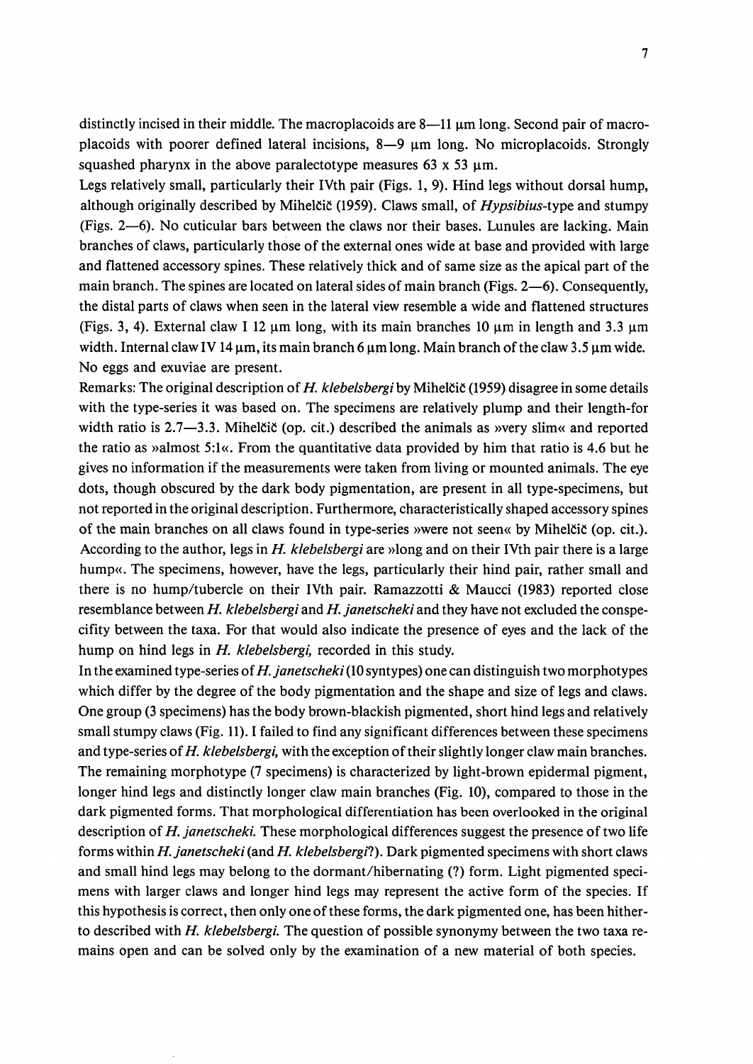distinctly incised in their middle. The macroplacoids are 8—11 µm long. Second pair of macroplacoids with poorer defined lateral incisions, 8—9 µm long. No microplacoids. Strongly squashed pharynx in the above paralectotype measures 63 x 53 µm.

Legs relatively small, particularly their IVth pair (Figs. 1, 9). Hind legs without dorsal hump, although originally described by Mihelčič (1959). Claws small, of *Hypsibius*-type and stumpy (Figs. 2—6). No cuticular bars between the claws nor their bases. Lunules are lacking. Main branches of claws, particularly those of the external ones wide at base and provided with large and flattened accessory spines. These relatively thick and of same size as the apical part of the main branch. The spines are located on lateral sides of main branch (Figs. 2—6). Consequently, the distal parts of claws when seen in the lateral view resemble a wide and flattened structures (Figs. 3, 4). External claw I 12 µm long, with its main branches 10 µm in length and 3.3 µm width. Internal claw IV 14 µm, its main branch 6 µm long. Main branch of the claw 3.5 µm wide. No eggs and exuviae are present.

Remarks: The original description of *H. klebelsbergi* by Mihelčič (1959) disagree in some details with the type-series it was based on. The specimens are relatively plump and their length-for width ratio is 2.7—3.3. Mihelčič (op. cit.) described the animals as »very slim« and reported the ratio as »almost 5:1«. From the quantitative data provided by him that ratio is 4.6 but he gives no information if the measurements were taken from living or mounted animals. The eye dots, though obscured by the dark body pigmentation, are present in all type-specimens, but not reported in the original description. Furthermore, characteristically shaped accessory spines of the main branches on all claws found in type-series »were not seen« by Mihelčič (op. cit.). According to the author, legs in *H. klebelsbergi* are »long and on their IVth pair there is a large hump«. The specimens, however, have the legs, particularly their hind pair, rather small and there is no hump/tubercle on their IVth pair. Ramazzotti & Maucci (1983) reported close resemblance between *H. klebelsbergi* and *H. janetscheki* and they have not excluded the conspecifity between the taxa. For that would also indicate the presence of eyes and the lack of the hump on hind legs in *H. klebelsbergi,* recorded in this study.

In the examined type-series of *H. janetscheki* (10 syntypes) one can distinguish two morphotypes which differ by the degree of the body pigmentation and the shape and size of legs and claws. One group (3 specimens) has the body brown-blackish pigmented, short hind legs and relatively small stumpy claws (Fig. 11). I failed to find any significant differences between these specimens and type-series of *H. klebelsbergi,* with the exception of their slightly longer claw main branches. The remaining morphotype (7 specimens) is characterized by light-brown epidermal pigment, longer hind legs and distinctly longer claw main branches (Fig. 10), compared to those in the dark pigmented forms. That morphological differentiation has been overlooked in the original description of *H. janetscheki.* These morphological differences suggest the presence of two life forms within *H. janetscheki* (and *H. klebelsbergi*?). Dark pigmented specimens with short claws and small hind legs may belong to the dormant/hibernating (?) form. Light pigmented specimens with larger claws and longer hind legs may represent the active form of the species. If this hypothesis is correct, then only one of these forms, the dark pigmented one, has been hitherto described with *H. klebelsbergi.* The question of possible synonymy between the two taxa remains open and can be solved only by the examination of a new material of both species.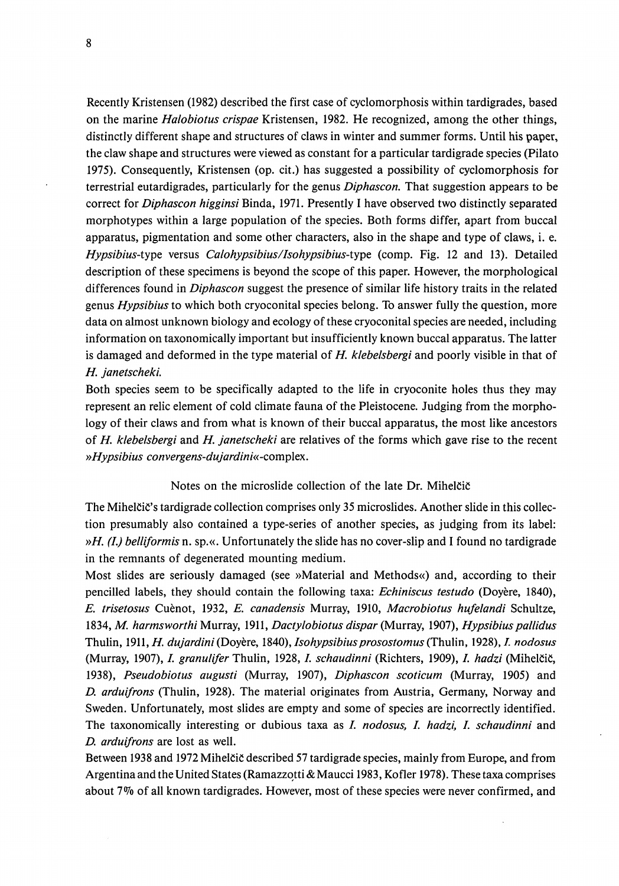Recently Kristensen (1982) described the first case of cyclomorphosis within tardigrades, based on the marine *Halobiotus crispae* Kristensen, 1982. He recognized, among the other things, distinctly different shape and structures of claws in winter and summer forms. Until his paper, the claw shape and structures were viewed as constant for a particular tardigrade species (Pilato 1975). Consequently, Kristensen (op. cit.) has suggested a possibility of cyclomorphosis for terrestrial eutardigrades, particularly for the genus *Diphascon*. That suggestion appears to be correct for *Diphascon higginsi* Binda, 1971. Presently I have observed two distinctly separated morphotypes within a large population of the species. Both forms differ, apart from buccal apparatus, pigmentation and some other characters, also in the shape and type of claws, i. e. *Hypsibius*-type versus *Calohypsibius/Isohypsibius*-type (comp. Fig. 12 and 13). Detailed description of these specimens is beyond the scope of this paper. However, the morphological differences found in *Diphascon* suggest the presence of similar life history traits in the related genus *Hypsibius* to which both cryoconital species belong. To answer fully the question, more data on almost unknown biology and ecology of these cryoconital species are needed, including information on taxonomically important but insufficiently known buccal apparatus. The latter is damaged and deformed in the type material of *H. klebelsbergi* and poorly visible in that of *H. janetscheki*.

Both species seem to be specifically adapted to the life in cryoconite holes thus they may represent an relic element of cold climate fauna of the Pleistocene. Judging from the morphology of their claws and from what is known of their buccal apparatus, the most like ancestors of *H. klebelsbergi* and *H. janetscheki* are relatives of the forms which gave rise to the recent »*Hypsibius convergens-dujardini*«-complex.

## Notes on the microslide collection of the late Dr. Mihelčič

The Mihelčič's tardigrade collection comprises only 35 microslides. Another slide in this collection presumably also contained a type-series of another species, as judging from its label: »*H. (I.) belliformis* n. sp.«. Unfortunately the slide has no cover-slip and I found no tardigrade in the remnants of degenerated mounting medium.

Most slides are seriously damaged (see »Material and Methods«) and, according to their pencilled labels, they should contain the following taxa: *Echiniscus testudo* (Doyère, 1840), *E. trisetosus* Cuènot, 1932, *E. canadensis* Murray, 1910, *Macrobiotus hufelandi* Schultze, 1834, *M. harmsworthi* Murray, 1911, *Dactylobiotus dispar* (Murray, 1907), *Hypsibius pallidus* Thulin, 1911, *H. dujardini* (Doyère, 1840), *Isohypsibius prosostomus* (Thulin, 1928), *I. nodosus* (Murray, 1907), *I. granulifer* Thulin, 1928, *I. schaudinni* (Richters, 1909), *I. hadzi* (Mihelčič, 1938), *Pseudobiotus augusti* (Murray, 1907), *Diphascon scoticum* (Murray, 1905) and *D. arduifrons* (Thulin, 1928). The material originates from Austria, Germany, Norway and Sweden. Unfortunately, most slides are empty and some of species are incorrectly identified. The taxonomically interesting or dubious taxa as *I. nodosus, I. hadzi, I. schaudinni* and *D. arduifrons* are lost as well.

Between 1938 and 1972 Mihelčič described 57 tardigrade species, mainly from Europe, and from Argentina and the United States (Ramazzotti & Maucci 1983, Kofler 1978). These taxa comprises about 7% of all known tardigrades. However, most of these species were never confirmed, and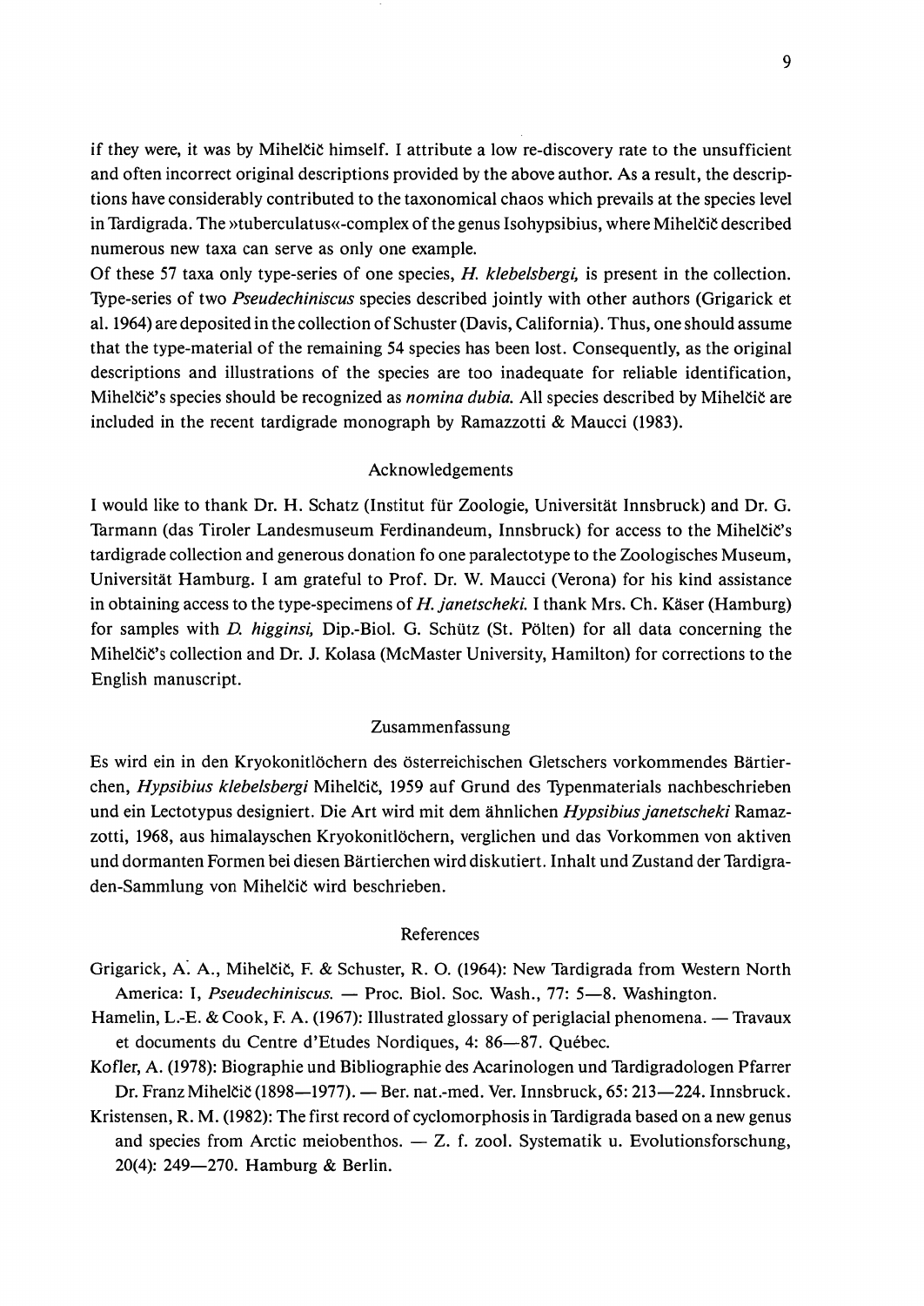if they were, it was by Mihelčič himself. I attribute a low re-discovery rate to the unsufficient and often incorrect original descriptions provided by the above author. As a result, the descriptions have considerably contributed to the taxonomical chaos which prevails at the species level in Tardigrada. The »tuberculatus«-complex of the genus Isohypsibius, where Mihelčič described numerous new taxa can serve as only one example.

Of these 57 taxa only type-series of one species, *H. klebelsbergi,* is present in the collection. Type-series of two *Pseudechiniscus* species described jointly with other authors (Grigarick et al. 1964) are deposited in the collection of Schuster (Davis, California). Thus, one should assume that the type-material of the remaining 54 species has been lost. Consequently, as the original descriptions and illustrations of the species are too inadequate for reliable identification, Mihelčič's species should be recognized as *nomina dubia.* All species described by Mihelčič are included in the recent tardigrade monograph by Ramazzotti & Maucci (1983).

## Acknowledgements

I would like to thank Dr. H. Schatz (Institut für Zoologie, Universität Innsbruck) and Dr. G. Tarmann (das Tiroler Landesmuseum Ferdinandeum, Innsbruck) for access to the Mihelčič's tardigrade collection and generous donation fo one paralectotype to the Zoologisches Museum, Universität Hamburg. I am grateful to Prof. Dr. W. Maucci (Verona) for his kind assistance in obtaining access to the type-specimens of *H. janetscheki.* I thank Mrs. Ch. Käser (Hamburg) for samples with *D. higginsi,* Dip.-Biol. G. Schütz (St. Pölten) for all data concerning the Mihelčič's collection and Dr. J. Kolasa (McMaster University, Hamilton) for corrections to the English manuscript.

## Zusammenfassung

Es wird ein in den Kryokonitlöchern des österreichischen Gletschers vorkommendes Bärtierchen, *Hypsibius klebelsbergi* Mihelčič, 1959 auf Grund des Typenmaterials nachbeschrieben und ein Lectotypus designiert. Die Art wird mit dem ähnlichen *Hypsibius janetscheki* Ramazzotti, 1968, aus himalayschen Kryokonitlöchern, verglichen und das Vorkommen von aktiven und dormanten Formen bei diesen Bärtierchen wird diskutiert. Inhalt und Zustand der Tardigraden-Sammlung von Mihelčič wird beschrieben.

## References

Grigarick, A. A., Mihelčič, F. & Schuster, R. O. (1964): New Tardigrada from Western North America: I, *Pseudechiniscus.* — Proc. Biol. Soc. Wash., 77: 5—8. Washington.

Hamelin, L.-E. & Cook, F. A. (1967): Illustrated glossary of periglacial phenomena. — Travaux et documents du Centre d'Etudes Nordiques, 4: 86—87. Québec.

Kofler, A. (1978): Biographie und Bibliographie des Acarinologen und Tardigradologen Pfarrer Dr. Franz Mihelčič (1898—1977). — Ber. nat.-med. Ver. Innsbruck, 65: 213—224. Innsbruck.

Kristensen, R. M. (1982): The first record of cyclomorphosis in Tardigrada based on a new genus and species from Arctic meiobenthos. — Z. f. zool. Systematik u. Evolutionsforschung, 20(4): 249—270. Hamburg & Berlin.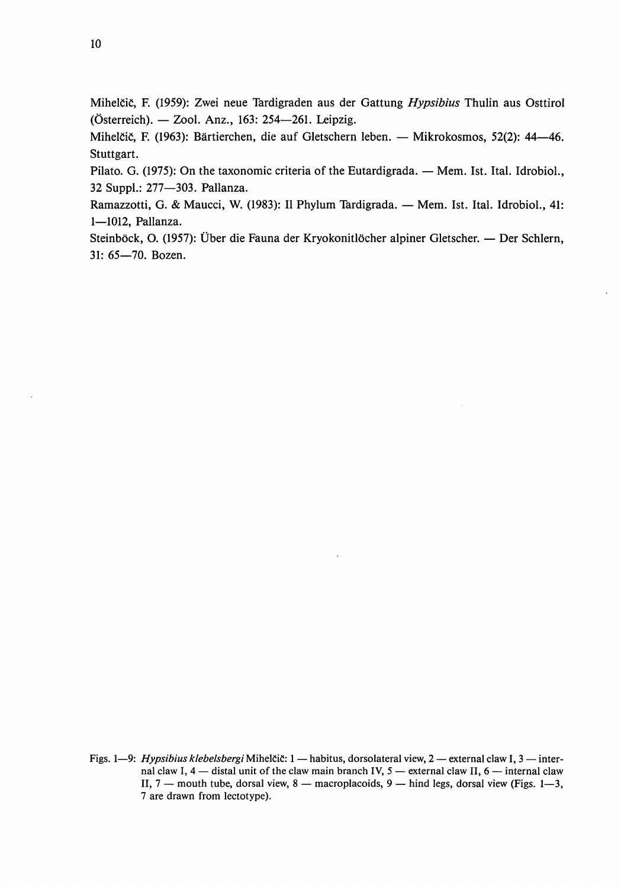Mihelčič, F. (1959): Zwei neue Tardigraden aus der Gattung *Hypsibius* Thulin aus Osttirol (Österreich). — Zool. Anz., 163: 254—261. Leipzig.

Mihelčič, F. (1963): Bärtierchen, die auf Gletschern leben. — Mikrokosmos, 52(2): 44—46. Stuttgart.

Pilato. G. (1975): On the taxonomic criteria of the Eutardigrada. — Mem. Ist. Ital. Idrobiol., 32 Suppl.: 277—303. Pallanza.

Ramazzotti, G. & Maucci, W. (1983): Il Phylum Tardigrada. — Mem. Ist. Ital. Idrobiol., 41: 1—1012, Pallanza.

Steinböck, O. (1957): Über die Fauna der Kryokonitlöcher alpiner Gletscher. — Der Schlern, 31: 65—70. Bozen.

Figs. 1—9: *Hypsibius klebelsbergi* Mihelčič: 1 — habitus, dorsolateral view, 2 — external claw I, 3 — internal claw I, 4 — distal unit of the claw main branch IV, 5 — external claw II, 6 — internal claw II, 7 — mouth tube, dorsal view, 8 — macroplacoids, 9 — hind legs, dorsal view (Figs. 1—3, 7 are drawn from lectotype).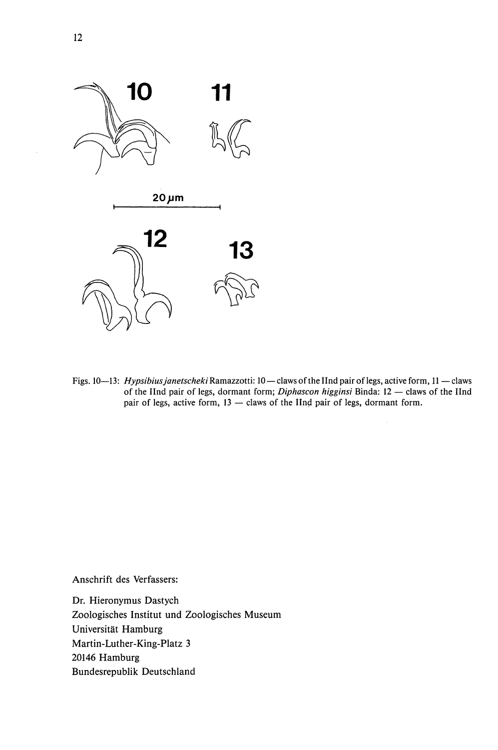10

11

20 μm

12

13

Figs. 10—13: *Hypsibius janetscheki* Ramazzotti: 10 — claws of the IInd pair of legs, active form, 11 — claws of the IInd pair of legs, dormant form; *Diphascon higginsi* Binda: 12 — claws of the IInd pair of legs, active form, 13 — claws of the IInd pair of legs, dormant form.

Anschrift des Verfassers:

Dr. Hieronymus Dastych
Zoologisches Institut und Zoologisches Museum
Universität Hamburg
Martin-Luther-King-Platz 3
20146 Hamburg
Bundesrepublik Deutschland